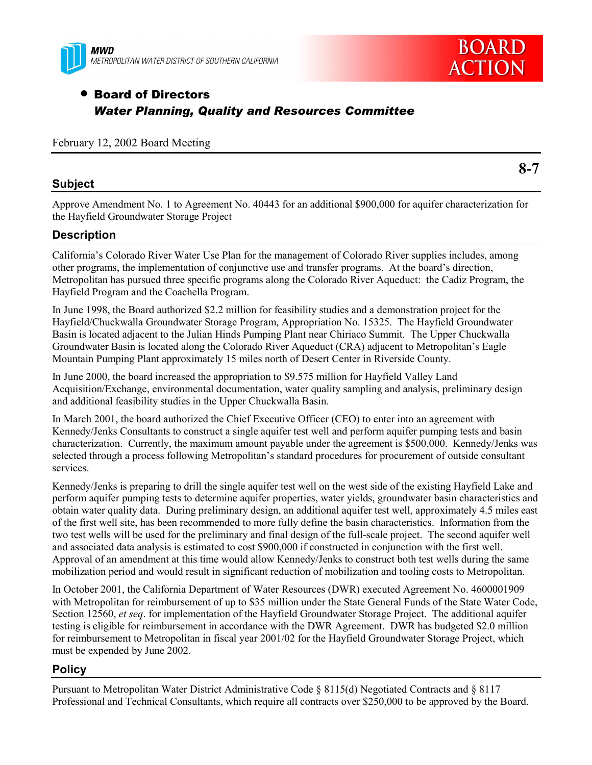MWD
METROPOLITAN WATER DISTRICT OF SOUTHERN CALIFORNIA

# BOARD ACTION

- **Board of Directors**
  ***Water Planning, Quality and Resources Committee***

February 12, 2002 Board Meeting

**8-7**

## Subject

Approve Amendment No. 1 to Agreement No. 40443 for an additional $900,000 for aquifer characterization for the Hayfield Groundwater Storage Project

## Description

California's Colorado River Water Use Plan for the management of Colorado River supplies includes, among other programs, the implementation of conjunctive use and transfer programs. At the board's direction, Metropolitan has pursued three specific programs along the Colorado River Aqueduct: the Cadiz Program, the Hayfield Program and the Coachella Program.

In June 1998, the Board authorized $2.2 million for feasibility studies and a demonstration project for the Hayfield/Chuckwalla Groundwater Storage Program, Appropriation No. 15325. The Hayfield Groundwater Basin is located adjacent to the Julian Hinds Pumping Plant near Chiriaco Summit. The Upper Chuckwalla Groundwater Basin is located along the Colorado River Aqueduct (CRA) adjacent to Metropolitan's Eagle Mountain Pumping Plant approximately 15 miles north of Desert Center in Riverside County.

In June 2000, the board increased the appropriation to $9.575 million for Hayfield Valley Land Acquisition/Exchange, environmental documentation, water quality sampling and analysis, preliminary design and additional feasibility studies in the Upper Chuckwalla Basin.

In March 2001, the board authorized the Chief Executive Officer (CEO) to enter into an agreement with Kennedy/Jenks Consultants to construct a single aquifer test well and perform aquifer pumping tests and basin characterization. Currently, the maximum amount payable under the agreement is $500,000. Kennedy/Jenks was selected through a process following Metropolitan's standard procedures for procurement of outside consultant services.

Kennedy/Jenks is preparing to drill the single aquifer test well on the west side of the existing Hayfield Lake and perform aquifer pumping tests to determine aquifer properties, water yields, groundwater basin characteristics and obtain water quality data. During preliminary design, an additional aquifer test well, approximately 4.5 miles east of the first well site, has been recommended to more fully define the basin characteristics. Information from the two test wells will be used for the preliminary and final design of the full-scale project. The second aquifer well and associated data analysis is estimated to cost $900,000 if constructed in conjunction with the first well. Approval of an amendment at this time would allow Kennedy/Jenks to construct both test wells during the same mobilization period and would result in significant reduction of mobilization and tooling costs to Metropolitan.

In October 2001, the California Department of Water Resources (DWR) executed Agreement No. 4600001909 with Metropolitan for reimbursement of up to $35 million under the State General Funds of the State Water Code, Section 12560, *et seq*. for implementation of the Hayfield Groundwater Storage Project. The additional aquifer testing is eligible for reimbursement in accordance with the DWR Agreement. DWR has budgeted $2.0 million for reimbursement to Metropolitan in fiscal year 2001/02 for the Hayfield Groundwater Storage Project, which must be expended by June 2002.

## Policy

Pursuant to Metropolitan Water District Administrative Code § 8115(d) Negotiated Contracts and § 8117 Professional and Technical Consultants, which require all contracts over $250,000 to be approved by the Board.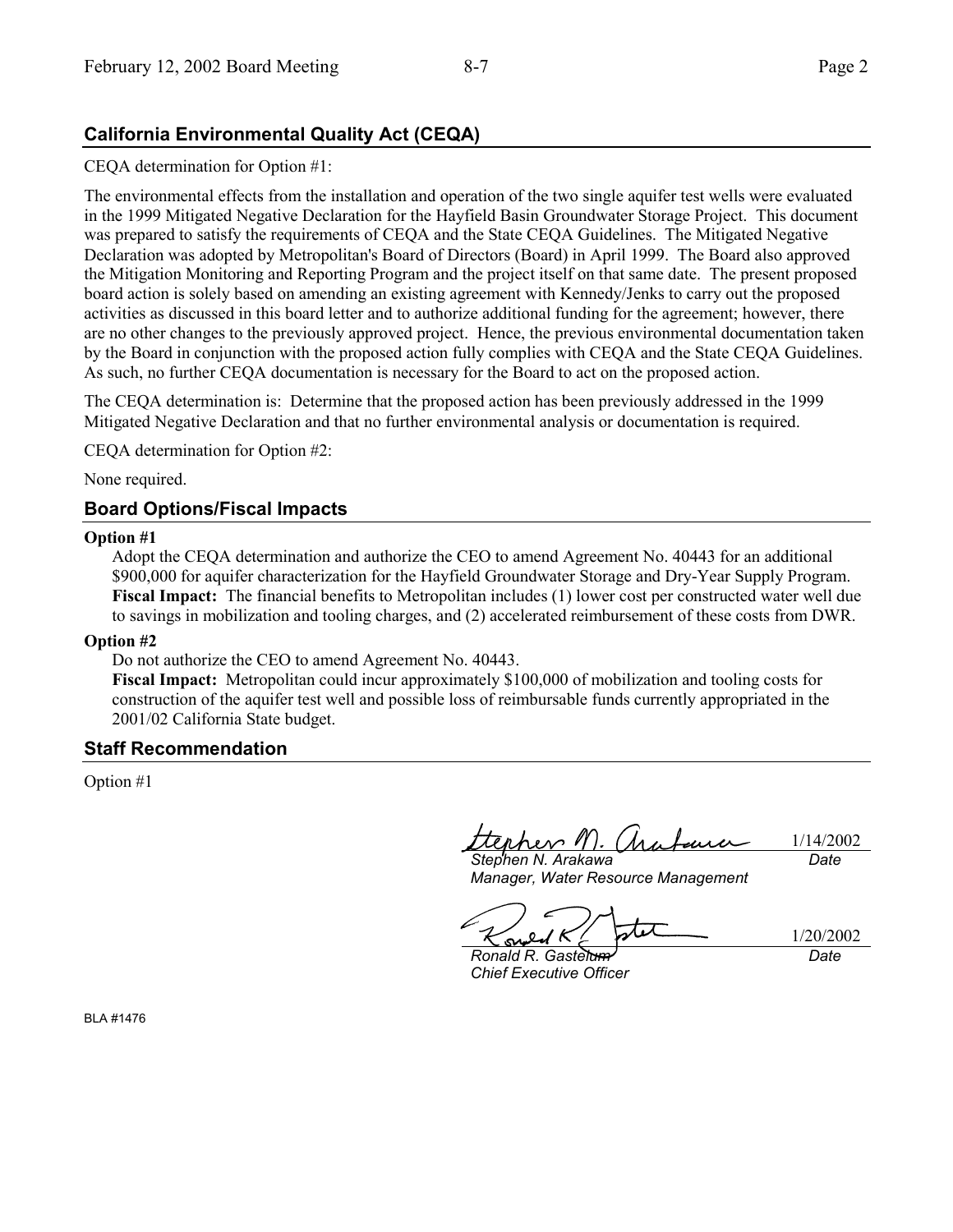## California Environmental Quality Act (CEQA)

CEQA determination for Option #1:

The environmental effects from the installation and operation of the two single aquifer test wells were evaluated in the 1999 Mitigated Negative Declaration for the Hayfield Basin Groundwater Storage Project. This document was prepared to satisfy the requirements of CEQA and the State CEQA Guidelines. The Mitigated Negative Declaration was adopted by Metropolitan's Board of Directors (Board) in April 1999. The Board also approved the Mitigation Monitoring and Reporting Program and the project itself on that same date. The present proposed board action is solely based on amending an existing agreement with Kennedy/Jenks to carry out the proposed activities as discussed in this board letter and to authorize additional funding for the agreement; however, there are no other changes to the previously approved project. Hence, the previous environmental documentation taken by the Board in conjunction with the proposed action fully complies with CEQA and the State CEQA Guidelines. As such, no further CEQA documentation is necessary for the Board to act on the proposed action.

The CEQA determination is: Determine that the proposed action has been previously addressed in the 1999 Mitigated Negative Declaration and that no further environmental analysis or documentation is required.

CEQA determination for Option #2:

None required.

## Board Options/Fiscal Impacts

**Option #1**

Adopt the CEQA determination and authorize the CEO to amend Agreement No. 40443 for an additional $900,000 for aquifer characterization for the Hayfield Groundwater Storage and Dry-Year Supply Program.
**Fiscal Impact:** The financial benefits to Metropolitan includes (1) lower cost per constructed water well due to savings in mobilization and tooling charges, and (2) accelerated reimbursement of these costs from DWR.

**Option #2**

Do not authorize the CEO to amend Agreement No. 40443.
**Fiscal Impact:** Metropolitan could incur approximately $100,000 of mobilization and tooling costs for construction of the aquifer test well and possible loss of reimbursable funds currently appropriated in the 2001/02 California State budget.

## Staff Recommendation

Option #1

| | |
|---|---|
| *Stephen N. Arakawa*<br>*Manager, Water Resource Management* | 1/14/2002<br>*Date* |
| *Ronald R. Gastelum*<br>*Chief Executive Officer* | 1/20/2002<br>*Date* |

BLA #1476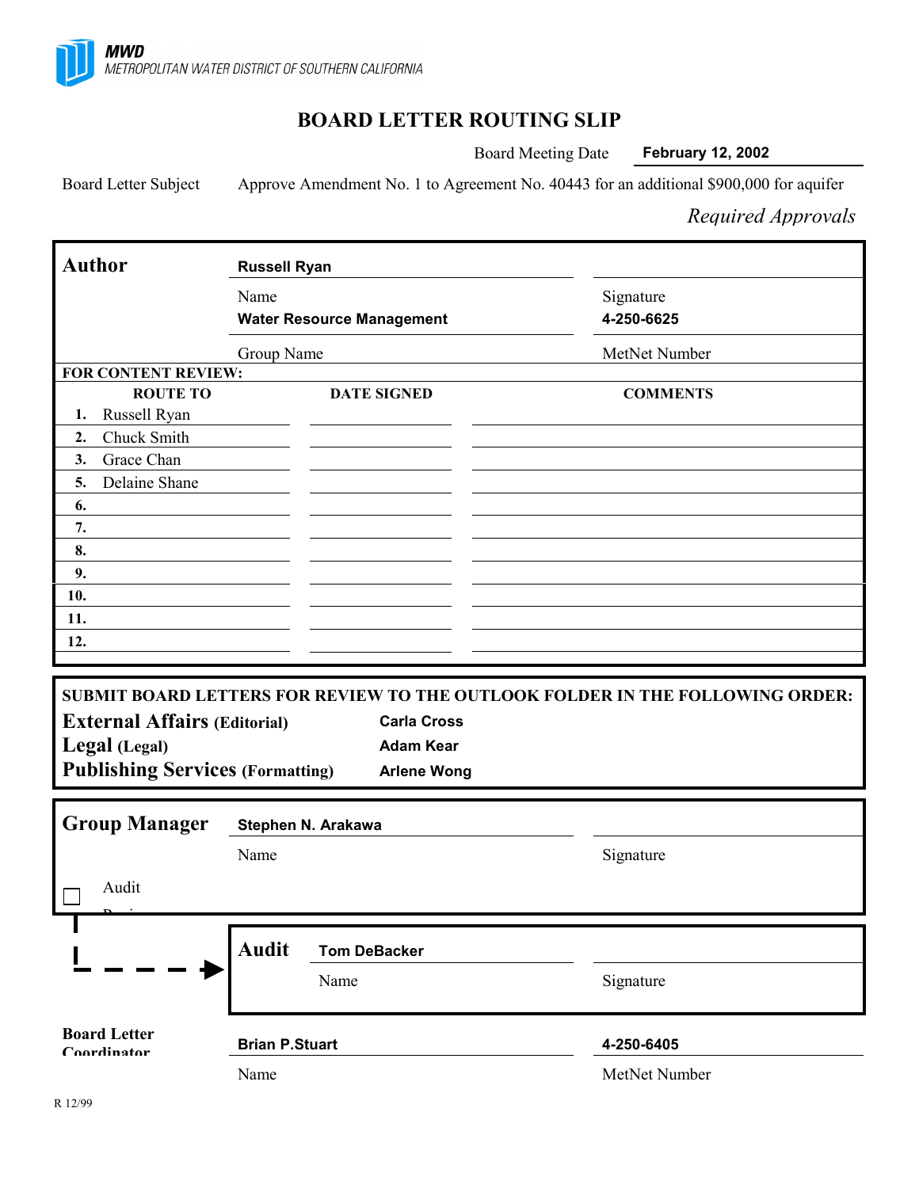MWD
METROPOLITAN WATER DISTRICT OF SOUTHERN CALIFORNIA

# BOARD LETTER ROUTING SLIP

Board Meeting Date **February 12, 2002**

Board Letter Subject Approve Amendment No. 1 to Agreement No. 40443 for an additional $900,000 for aquifer

*Required Approvals*

## Author

| | | |
|---|---|---|
| | **Russell Ryan** | |
| | Name | Signature |
| | **Water Resource Management** | **4-250-6625** |
| | Group Name | MetNet Number |

**FOR CONTENT REVIEW:**

| ROUTE TO | DATE SIGNED | COMMENTS |
|---|---|---|
| 1. Russell Ryan | | |
| 2. Chuck Smith | | |
| 3. Grace Chan | | |
| 5. Delaine Shane | | |
| 6. | | |
| 7. | | |
| 8. | | |
| 9. | | |
| 10. | | |
| 11. | | |
| 12. | | |

**SUBMIT BOARD LETTERS FOR REVIEW TO THE OUTLOOK FOLDER IN THE FOLLOWING ORDER:**

| | |
|---|---|
| **External Affairs** (Editorial) | **Carla Cross** |
| **Legal** (Legal) | **Adam Kear** |
| **Publishing Services** (Formatting) | **Arlene Wong** |

## Group Manager

| | |
|---|---|
| **Stephen N. Arakawa** | |
| Name | Signature |

☐ Audit Review

## Audit

| | |
|---|---|
| **Tom DeBacker** | |
| Name | Signature |

**Board Letter Coordinator**

| | |
|---|---|
| **Brian P.Stuart** | **4-250-6405** |
| Name | MetNet Number |

R 12/99